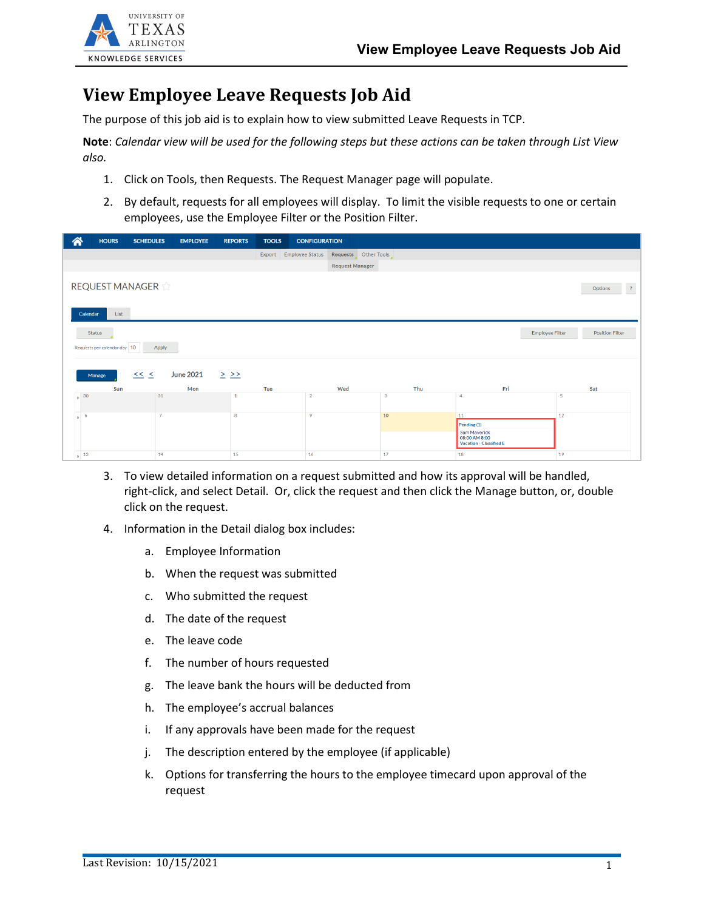# View Employee Leave Requests Job Aid

The purpose of this job aid is to explain how to view submitted Leave Requests in TCP.

**Note**: *Calendar view will be used for the following steps but these actions can be taken through List View also.*

1. Click on Tools, then Requests. The Request Manager page will populate.
2. By default, requests for all employees will display. To limit the visible requests to one or certain employees, use the Employee Filter or the Position Filter.
3. To view detailed information on a request submitted and how its approval will be handled, right-click, and select Detail. Or, click the request and then click the Manage button, or, double click on the request.
4. Information in the Detail dialog box includes:
   a. Employee Information
   b. When the request was submitted
   c. Who submitted the request
   d. The date of the request
   e. The leave code
   f. The number of hours requested
   g. The leave bank the hours will be deducted from
   h. The employee's accrual balances
   i. If any approvals have been made for the request
   j. The description entered by the employee (if applicable)
   k. Options for transferring the hours to the employee timecard upon approval of the request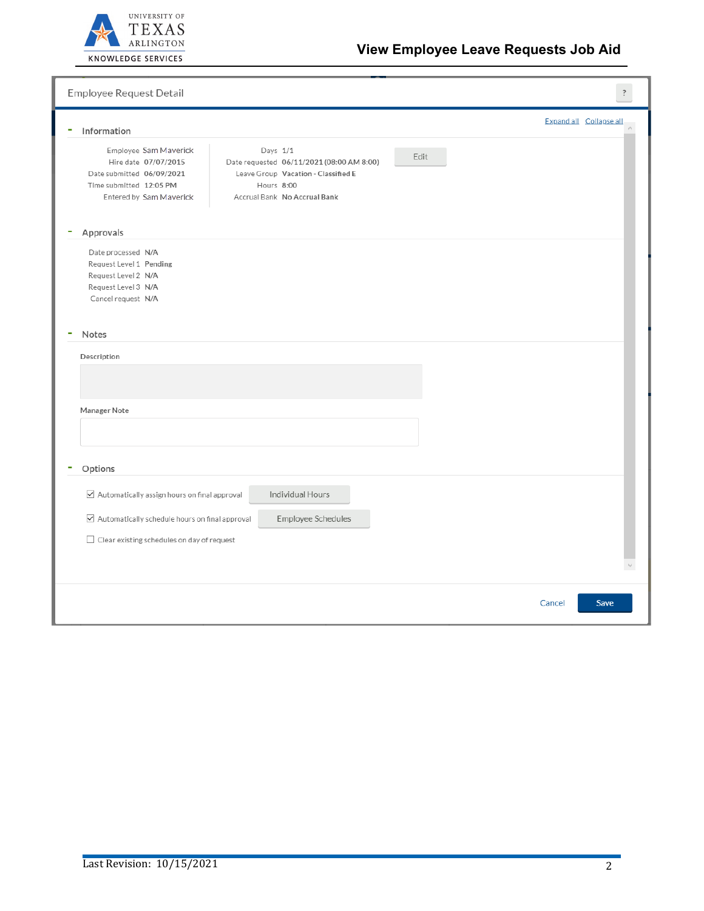Employee Request Detail

Expand all Collapse all

## Information

Employee Sam Maverick
Hire date 07/07/2015
Date submitted 06/09/2021
Time submitted 12:05 PM
Entered by Sam Maverick

Days 1/1
Date requested 06/11/2021 (08:00 AM 8:00)
Leave Group Vacation - Classified E
Hours 8:00
Accrual Bank No Accrual Bank

Edit

## Approvals

Date processed N/A
Request Level 1 Pending
Request Level 2 N/A
Request Level 3 N/A
Cancel request N/A

## Notes

**Description**

**Manager Note**

## Options

- [x] Automatically assign hours on final approval — Individual Hours
- [x] Automatically schedule hours on final approval — Employee Schedules
- [ ] Clear existing schedules on day of request

Cancel Save

Last Revision: 10/15/2021